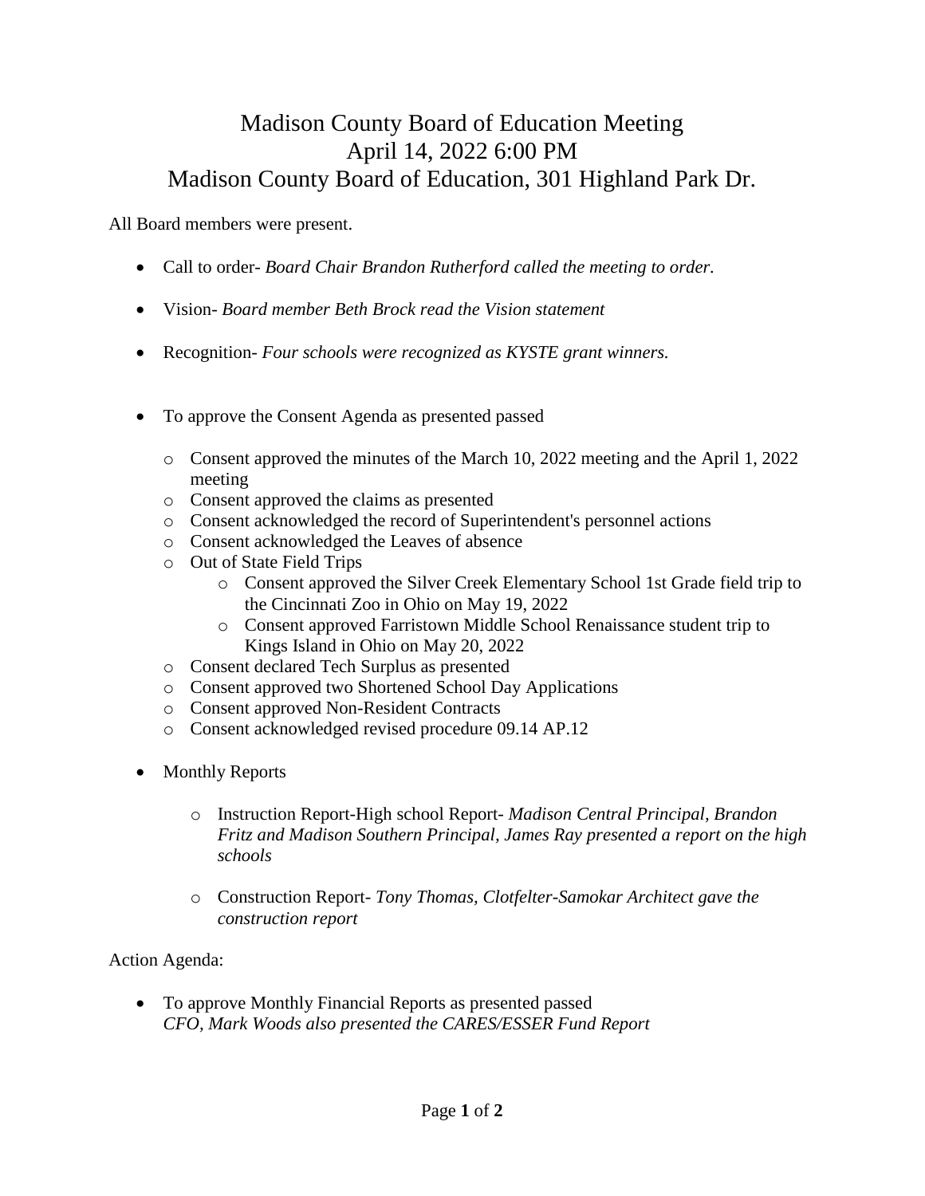# Madison County Board of Education Meeting
# April 14, 2022 6:00 PM
# Madison County Board of Education, 301 Highland Park Dr.

All Board members were present.

- Call to order- *Board Chair Brandon Rutherford called the meeting to order.*
- Vision- *Board member Beth Brock read the Vision statement*
- Recognition- *Four schools were recognized as KYSTE grant winners.*
- To approve the Consent Agenda as presented passed
  - Consent approved the minutes of the March 10, 2022 meeting and the April 1, 2022 meeting
  - Consent approved the claims as presented
  - Consent acknowledged the record of Superintendent's personnel actions
  - Consent acknowledged the Leaves of absence
  - Out of State Field Trips
    - Consent approved the Silver Creek Elementary School 1st Grade field trip to the Cincinnati Zoo in Ohio on May 19, 2022
    - Consent approved Farristown Middle School Renaissance student trip to Kings Island in Ohio on May 20, 2022
  - Consent declared Tech Surplus as presented
  - Consent approved two Shortened School Day Applications
  - Consent approved Non-Resident Contracts
  - Consent acknowledged revised procedure 09.14 AP.12
- Monthly Reports
  - Instruction Report-High school Report- *Madison Central Principal, Brandon Fritz and Madison Southern Principal, James Ray presented a report on the high schools*
  - Construction Report- *Tony Thomas, Clotfelter-Samokar Architect gave the construction report*

Action Agenda:

- To approve Monthly Financial Reports as presented passed
  *CFO, Mark Woods also presented the CARES/ESSER Fund Report*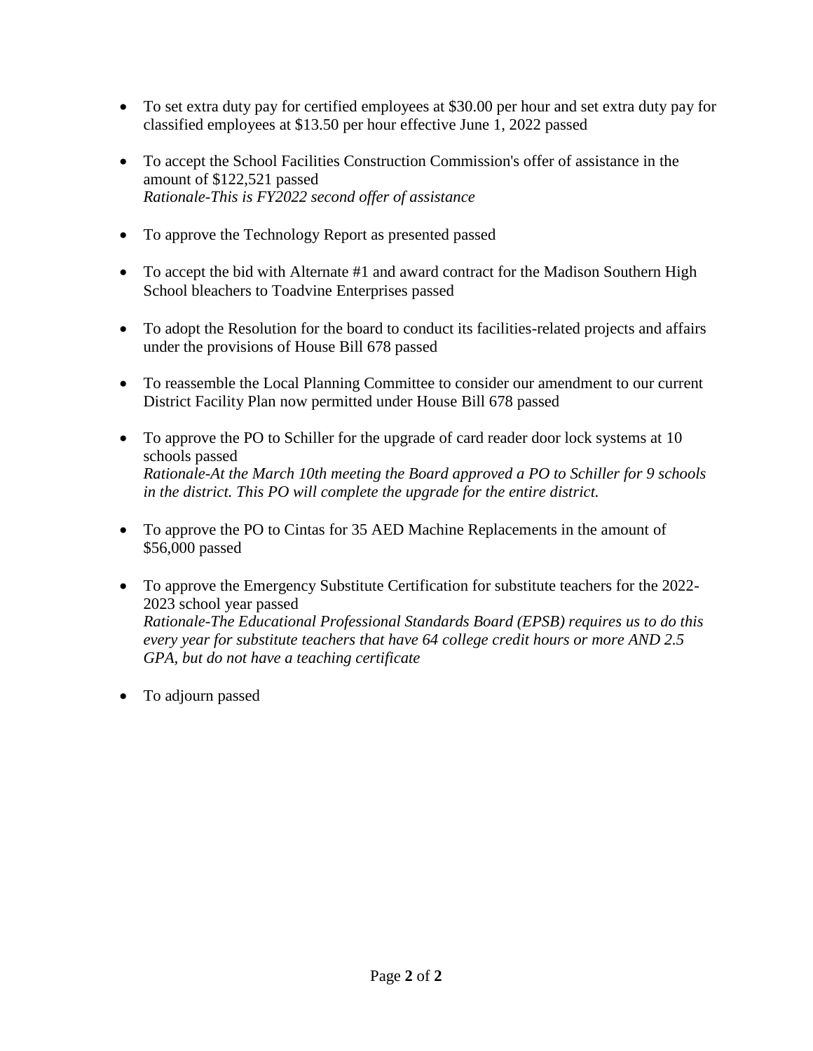- To set extra duty pay for certified employees at $30.00 per hour and set extra duty pay for classified employees at $13.50 per hour effective June 1, 2022 passed

- To accept the School Facilities Construction Commission's offer of assistance in the amount of $122,521 passed
  *Rationale-This is FY2022 second offer of assistance*

- To approve the Technology Report as presented passed

- To accept the bid with Alternate #1 and award contract for the Madison Southern High School bleachers to Toadvine Enterprises passed

- To adopt the Resolution for the board to conduct its facilities-related projects and affairs under the provisions of House Bill 678 passed

- To reassemble the Local Planning Committee to consider our amendment to our current District Facility Plan now permitted under House Bill 678 passed

- To approve the PO to Schiller for the upgrade of card reader door lock systems at 10 schools passed
  *Rationale-At the March 10th meeting the Board approved a PO to Schiller for 9 schools in the district. This PO will complete the upgrade for the entire district.*

- To approve the PO to Cintas for 35 AED Machine Replacements in the amount of $56,000 passed

- To approve the Emergency Substitute Certification for substitute teachers for the 2022-2023 school year passed
  *Rationale-The Educational Professional Standards Board (EPSB) requires us to do this every year for substitute teachers that have 64 college credit hours or more AND 2.5 GPA, but do not have a teaching certificate*

- To adjourn passed